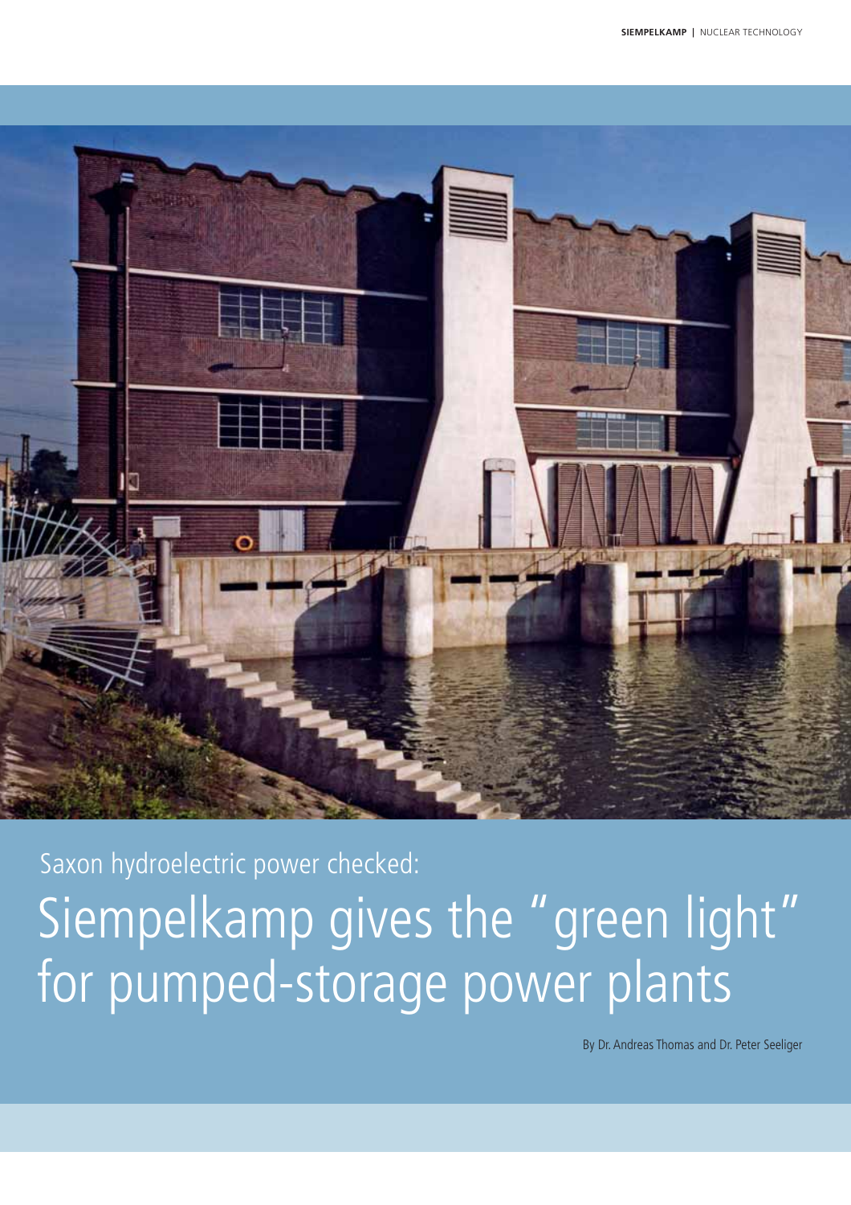Saxon hydroelectric power checked:

# Siempelkamp gives the "green light" for pumped-storage power plants

By Dr. Andreas Thomas and Dr. Peter Seeliger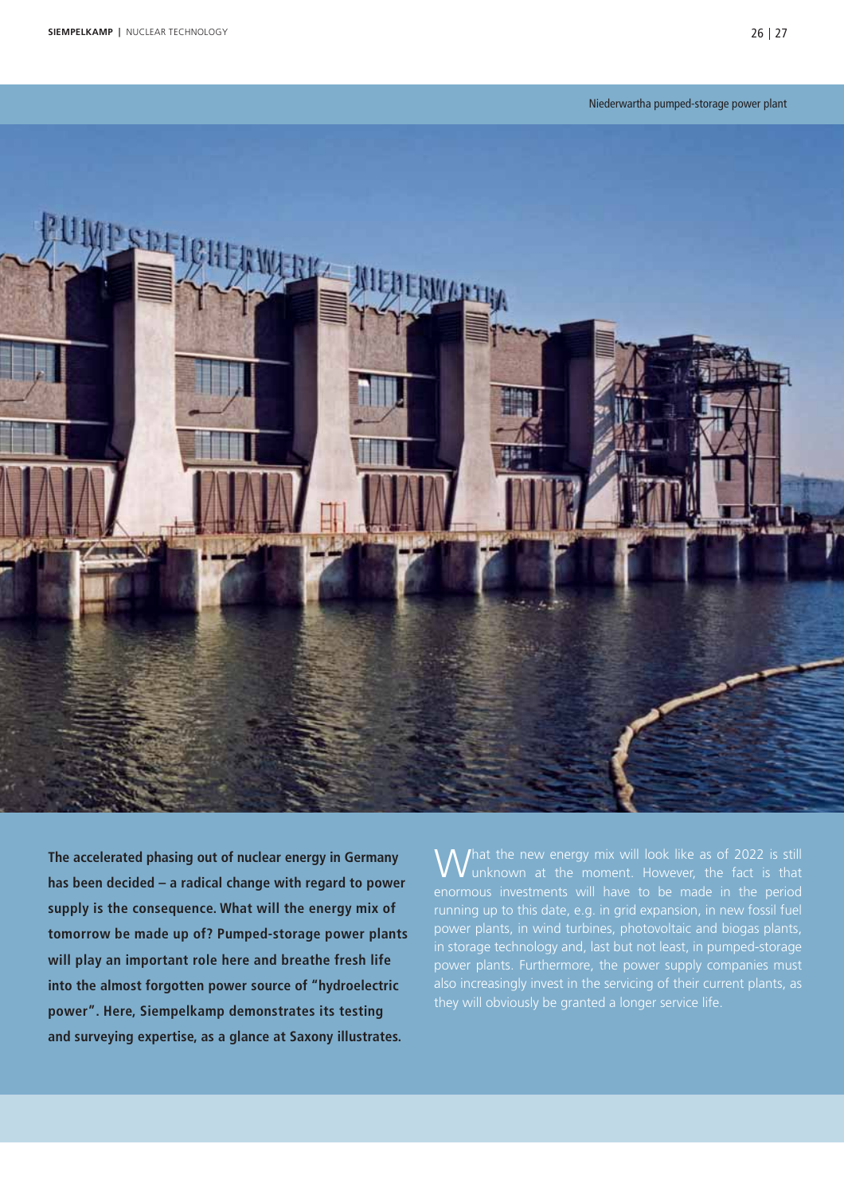Niederwartha pumped-storage power plant

**The accelerated phasing out of nuclear energy in Germany has been decided – a radical change with regard to power supply is the consequence. What will the energy mix of tomorrow be made up of? Pumped-storage power plants will play an important role here and breathe fresh life into the almost forgotten power source of "hydroelectric power". Here, Siempelkamp demonstrates its testing and surveying expertise, as a glance at Saxony illustrates.**

What the new energy mix will look like as of 2022 is still unknown at the moment. However, the fact is that enormous investments will have to be made in the period running up to this date, e.g. in grid expansion, in new fossil fuel power plants, in wind turbines, photovoltaic and biogas plants, in storage technology and, last but not least, in pumped-storage power plants. Furthermore, the power supply companies must also increasingly invest in the servicing of their current plants, as they will obviously be granted a longer service life.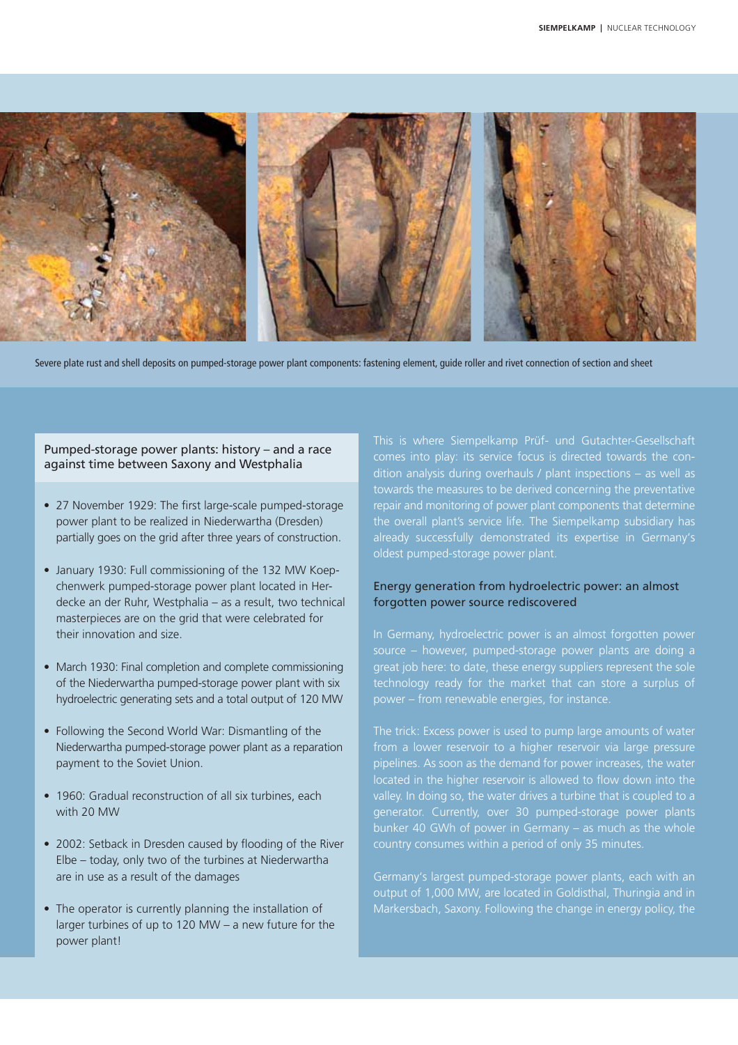Severe plate rust and shell deposits on pumped-storage power plant components: fastening element, guide roller and rivet connection of section and sheet

### Pumped-storage power plants: history – and a race against time between Saxony and Westphalia

- 27 November 1929: The first large-scale pumped-storage power plant to be realized in Niederwartha (Dresden) partially goes on the grid after three years of construction.
- January 1930: Full commissioning of the 132 MW Koepchenwerk pumped-storage power plant located in Herdecke an der Ruhr, Westphalia – as a result, two technical masterpieces are on the grid that were celebrated for their innovation and size.
- March 1930: Final completion and complete commissioning of the Niederwartha pumped-storage power plant with six hydroelectric generating sets and a total output of 120 MW
- Following the Second World War: Dismantling of the Niederwartha pumped-storage power plant as a reparation payment to the Soviet Union.
- 1960: Gradual reconstruction of all six turbines, each with 20 MW
- 2002: Setback in Dresden caused by flooding of the River Elbe – today, only two of the turbines at Niederwartha are in use as a result of the damages
- The operator is currently planning the installation of larger turbines of up to 120 MW – a new future for the power plant!

This is where Siempelkamp Prüf- und Gutachter-Gesellschaft comes into play: its service focus is directed towards the condition analysis during overhauls / plant inspections – as well as towards the measures to be derived concerning the preventative repair and monitoring of power plant components that determine the overall plant's service life. The Siempelkamp subsidiary has already successfully demonstrated its expertise in Germany's oldest pumped-storage power plant.

### Energy generation from hydroelectric power: an almost forgotten power source rediscovered

In Germany, hydroelectric power is an almost forgotten power source – however, pumped-storage power plants are doing a great job here: to date, these energy suppliers represent the sole technology ready for the market that can store a surplus of power – from renewable energies, for instance.

The trick: Excess power is used to pump large amounts of water from a lower reservoir to a higher reservoir via large pressure pipelines. As soon as the demand for power increases, the water located in the higher reservoir is allowed to flow down into the valley. In doing so, the water drives a turbine that is coupled to a generator. Currently, over 30 pumped-storage power plants bunker 40 GWh of power in Germany – as much as the whole country consumes within a period of only 35 minutes.

Germany's largest pumped-storage power plants, each with an output of 1,000 MW, are located in Goldisthal, Thuringia and in Markersbach, Saxony. Following the change in energy policy, the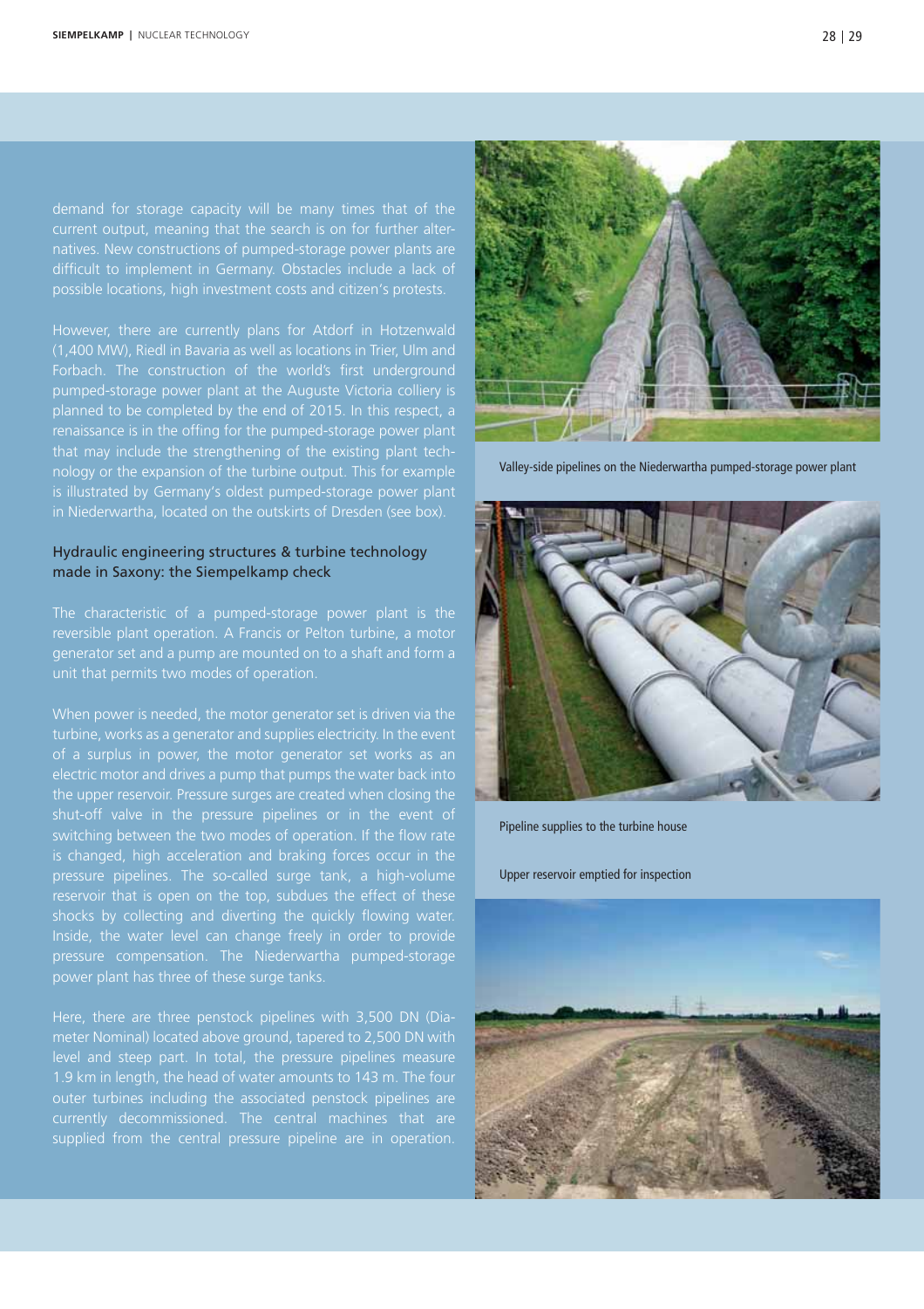demand for storage capacity will be many times that of the current output, meaning that the search is on for further alternatives. New constructions of pumped-storage power plants are difficult to implement in Germany. Obstacles include a lack of possible locations, high investment costs and citizen's protests.

However, there are currently plans for Atdorf in Hotzenwald (1,400 MW), Riedl in Bavaria as well as locations in Trier, Ulm and Forbach. The construction of the world's first underground pumped-storage power plant at the Auguste Victoria colliery is planned to be completed by the end of 2015. In this respect, a renaissance is in the offing for the pumped-storage power plant that may include the strengthening of the existing plant technology or the expansion of the turbine output. This for example is illustrated by Germany's oldest pumped-storage power plant in Niederwartha, located on the outskirts of Dresden (see box).

### Hydraulic engineering structures & turbine technology made in Saxony: the Siempelkamp check

The characteristic of a pumped-storage power plant is the reversible plant operation. A Francis or Pelton turbine, a motor generator set and a pump are mounted on to a shaft and form a unit that permits two modes of operation.

When power is needed, the motor generator set is driven via the turbine, works as a generator and supplies electricity. In the event of a surplus in power, the motor generator set works as an electric motor and drives a pump that pumps the water back into the upper reservoir. Pressure surges are created when closing the shut-off valve in the pressure pipelines or in the event of switching between the two modes of operation. If the flow rate is changed, high acceleration and braking forces occur in the pressure pipelines. The so-called surge tank, a high-volume reservoir that is open on the top, subdues the effect of these shocks by collecting and diverting the quickly flowing water. Inside, the water level can change freely in order to provide pressure compensation. The Niederwartha pumped-storage power plant has three of these surge tanks.

Here, there are three penstock pipelines with 3,500 DN (Diameter Nominal) located above ground, tapered to 2,500 DN with level and steep part. In total, the pressure pipelines measure 1.9 km in length, the head of water amounts to 143 m. The four outer turbines including the associated penstock pipelines are currently decommissioned. The central machines that are supplied from the central pressure pipeline are in operation.

Valley-side pipelines on the Niederwartha pumped-storage power plant

Pipeline supplies to the turbine house

Upper reservoir emptied for inspection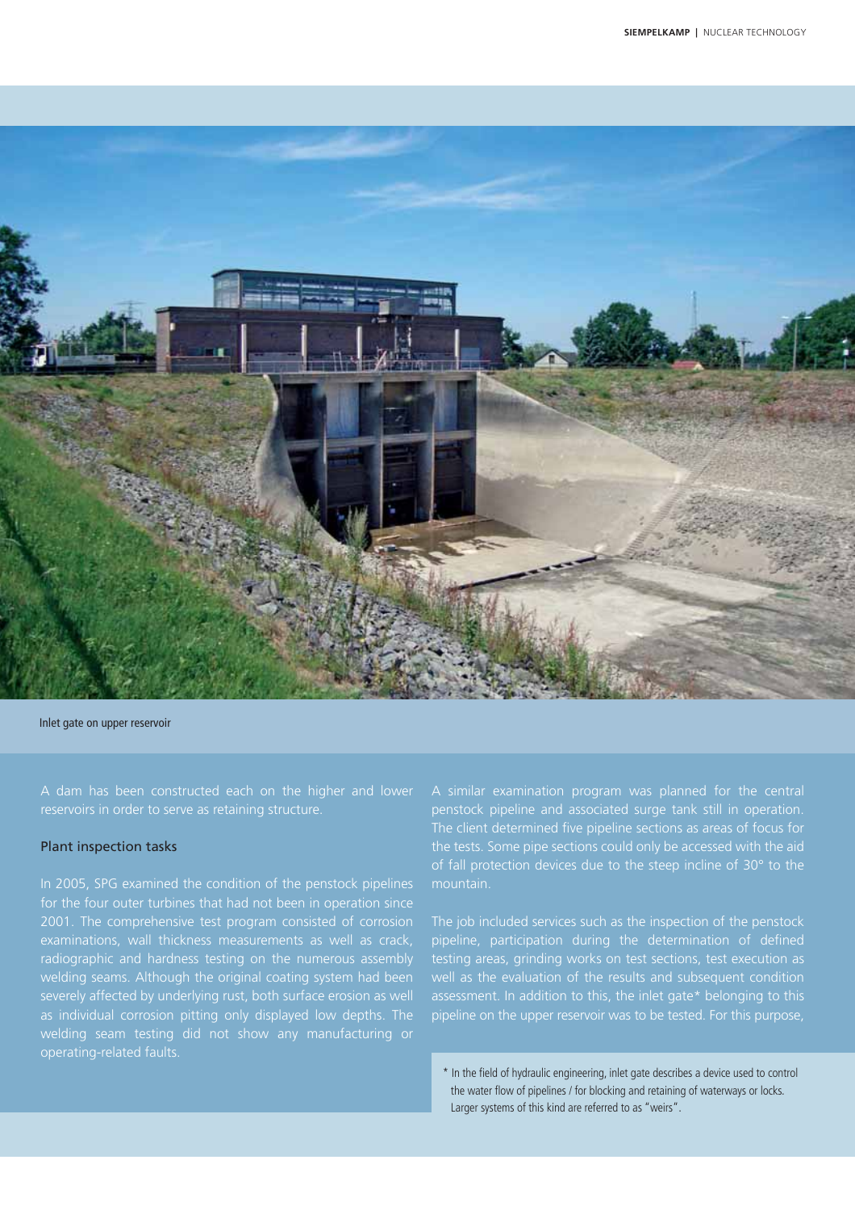Inlet gate on upper reservoir

A dam has been constructed each on the higher and lower reservoirs in order to serve as retaining structure.

## Plant inspection tasks

In 2005, SPG examined the condition of the penstock pipelines for the four outer turbines that had not been in operation since 2001. The comprehensive test program consisted of corrosion examinations, wall thickness measurements as well as crack, radiographic and hardness testing on the numerous assembly welding seams. Although the original coating system had been severely affected by underlying rust, both surface erosion as well as individual corrosion pitting only displayed low depths. The welding seam testing did not show any manufacturing or operating-related faults.

A similar examination program was planned for the central penstock pipeline and associated surge tank still in operation. The client determined five pipeline sections as areas of focus for the tests. Some pipe sections could only be accessed with the aid of fall protection devices due to the steep incline of 30° to the mountain.

The job included services such as the inspection of the penstock pipeline, participation during the determination of defined testing areas, grinding works on test sections, test execution as well as the evaluation of the results and subsequent condition assessment. In addition to this, the inlet gate* belonging to this pipeline on the upper reservoir was to be tested. For this purpose,

\* In the field of hydraulic engineering, inlet gate describes a device used to control the water flow of pipelines / for blocking and retaining of waterways or locks. Larger systems of this kind are referred to as "weirs".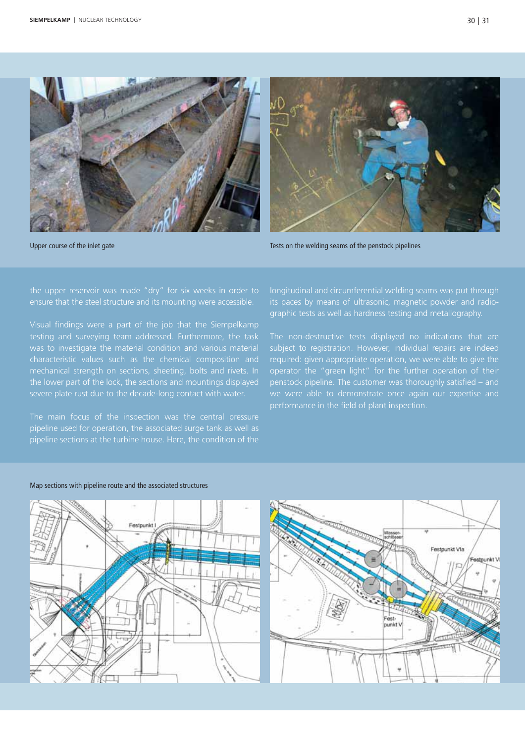Upper course of the inlet gate

Tests on the welding seams of the penstock pipelines

the upper reservoir was made "dry" for six weeks in order to ensure that the steel structure and its mounting were accessible.

Visual findings were a part of the job that the Siempelkamp testing and surveying team addressed. Furthermore, the task was to investigate the material condition and various material characteristic values such as the chemical composition and mechanical strength on sections, sheeting, bolts and rivets. In the lower part of the lock, the sections and mountings displayed severe plate rust due to the decade-long contact with water.

The main focus of the inspection was the central pressure pipeline used for operation, the associated surge tank as well as pipeline sections at the turbine house. Here, the condition of the longitudinal and circumferential welding seams was put through its paces by means of ultrasonic, magnetic powder and radiographic tests as well as hardness testing and metallography.

The non-destructive tests displayed no indications that are subject to registration. However, individual repairs are indeed required: given appropriate operation, we were able to give the operator the "green light" for the further operation of their penstock pipeline. The customer was thoroughly satisfied – and we were able to demonstrate once again our expertise and performance in the field of plant inspection.

Map sections with pipeline route and the associated structures